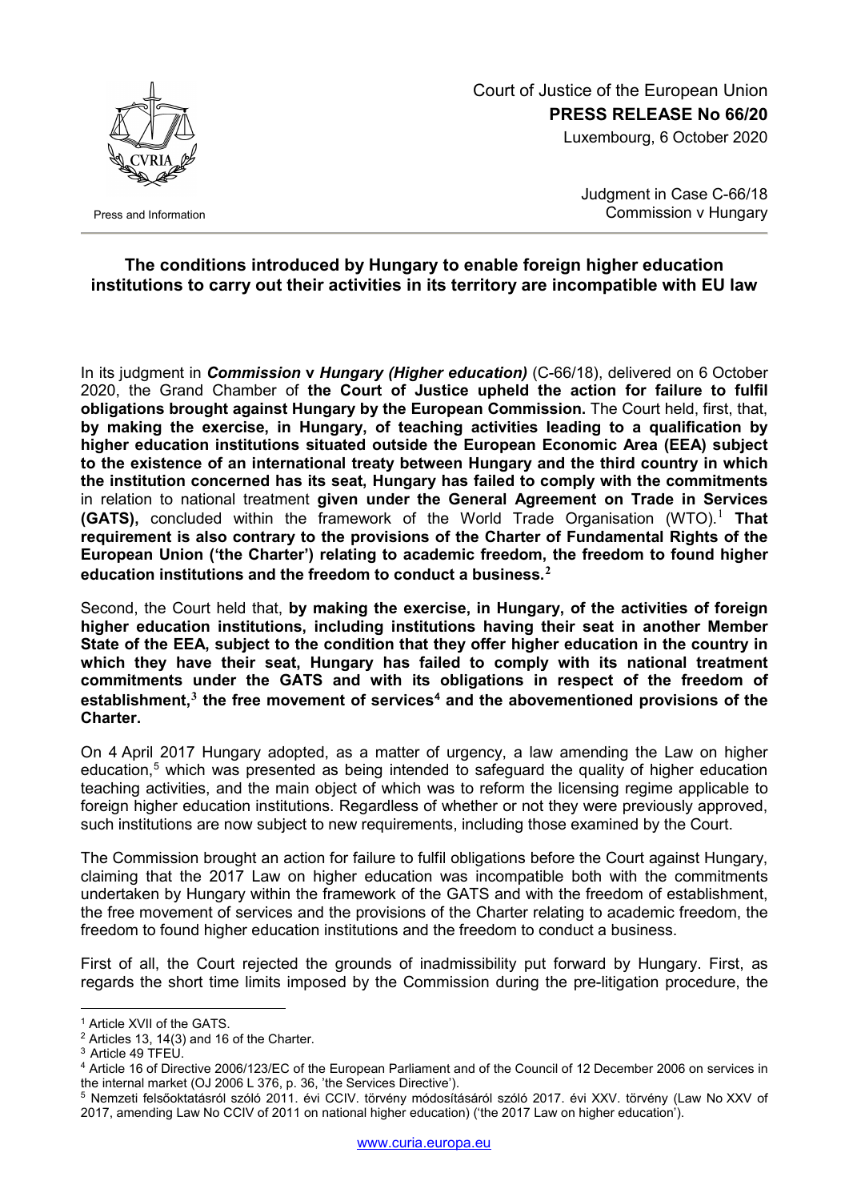Court of Justice of the European Union
**PRESS RELEASE No 66/20**
Luxembourg, 6 October 2020

Press and Information

Judgment in Case C-66/18
Commission v Hungary

## The conditions introduced by Hungary to enable foreign higher education institutions to carry out their activities in its territory are incompatible with EU law

In its judgment in ***Commission* v *Hungary (Higher education)*** (C-66/18), delivered on 6 October 2020, the Grand Chamber of **the Court of Justice upheld the action for failure to fulfil obligations brought against Hungary by the European Commission.** The Court held, first, that, **by making the exercise, in Hungary, of teaching activities leading to a qualification by higher education institutions situated outside the European Economic Area (EEA) subject to the existence of an international treaty between Hungary and the third country in which the institution concerned has its seat, Hungary has failed to comply with the commitments** in relation to national treatment **given under the General Agreement on Trade in Services (GATS),** concluded within the framework of the World Trade Organisation (WTO).[1] **That requirement is also contrary to the provisions of the Charter of Fundamental Rights of the European Union ('the Charter') relating to academic freedom, the freedom to found higher education institutions and the freedom to conduct a business.**[2]

Second, the Court held that, **by making the exercise, in Hungary, of the activities of foreign higher education institutions, including institutions having their seat in another Member State of the EEA, subject to the condition that they offer higher education in the country in which they have their seat, Hungary has failed to comply with its national treatment commitments under the GATS and with its obligations in respect of the freedom of establishment,**[3] **the free movement of services**[4] **and the abovementioned provisions of the Charter.**

On 4 April 2017 Hungary adopted, as a matter of urgency, a law amending the Law on higher education,[5] which was presented as being intended to safeguard the quality of higher education teaching activities, and the main object of which was to reform the licensing regime applicable to foreign higher education institutions. Regardless of whether or not they were previously approved, such institutions are now subject to new requirements, including those examined by the Court.

The Commission brought an action for failure to fulfil obligations before the Court against Hungary, claiming that the 2017 Law on higher education was incompatible both with the commitments undertaken by Hungary within the framework of the GATS and with the freedom of establishment, the free movement of services and the provisions of the Charter relating to academic freedom, the freedom to found higher education institutions and the freedom to conduct a business.

First of all, the Court rejected the grounds of inadmissibility put forward by Hungary. First, as regards the short time limits imposed by the Commission during the pre-litigation procedure, the

---

[1] Article XVII of the GATS.

[2] Articles 13, 14(3) and 16 of the Charter.

[3] Article 49 TFEU.

[4] Article 16 of Directive 2006/123/EC of the European Parliament and of the Council of 12 December 2006 on services in the internal market (OJ 2006 L 376, p. 36, 'the Services Directive').

[5] Nemzeti felsőoktatásról szóló 2011. évi CCIV. törvény módosításáról szóló 2017. évi XXV. törvény (Law No XXV of 2017, amending Law No CCIV of 2011 on national higher education) ('the 2017 Law on higher education').

www.curia.europa.eu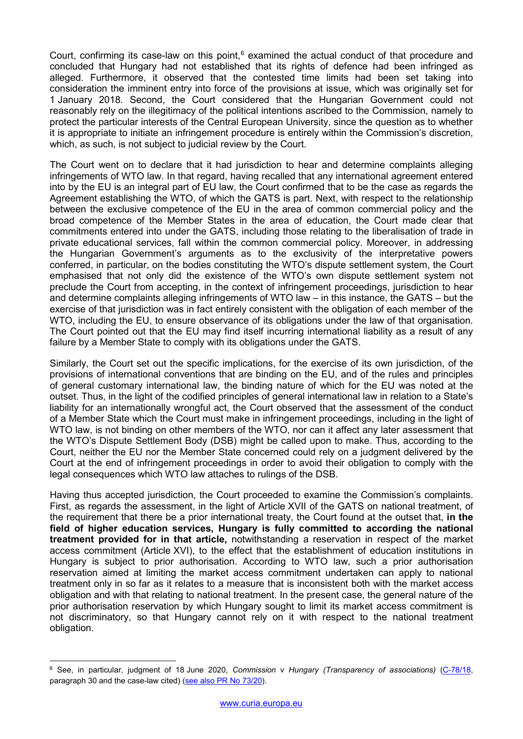Court, confirming its case-law on this point,[6] examined the actual conduct of that procedure and concluded that Hungary had not established that its rights of defence had been infringed as alleged. Furthermore, it observed that the contested time limits had been set taking into consideration the imminent entry into force of the provisions at issue, which was originally set for 1 January 2018. Second, the Court considered that the Hungarian Government could not reasonably rely on the illegitimacy of the political intentions ascribed to the Commission, namely to protect the particular interests of the Central European University, since the question as to whether it is appropriate to initiate an infringement procedure is entirely within the Commission's discretion, which, as such, is not subject to judicial review by the Court.

The Court went on to declare that it had jurisdiction to hear and determine complaints alleging infringements of WTO law. In that regard, having recalled that any international agreement entered into by the EU is an integral part of EU law, the Court confirmed that to be the case as regards the Agreement establishing the WTO, of which the GATS is part. Next, with respect to the relationship between the exclusive competence of the EU in the area of common commercial policy and the broad competence of the Member States in the area of education, the Court made clear that commitments entered into under the GATS, including those relating to the liberalisation of trade in private educational services, fall within the common commercial policy. Moreover, in addressing the Hungarian Government's arguments as to the exclusivity of the interpretative powers conferred, in particular, on the bodies constituting the WTO's dispute settlement system, the Court emphasised that not only did the existence of the WTO's own dispute settlement system not preclude the Court from accepting, in the context of infringement proceedings, jurisdiction to hear and determine complaints alleging infringements of WTO law – in this instance, the GATS – but the exercise of that jurisdiction was in fact entirely consistent with the obligation of each member of the WTO, including the EU, to ensure observance of its obligations under the law of that organisation. The Court pointed out that the EU may find itself incurring international liability as a result of any failure by a Member State to comply with its obligations under the GATS.

Similarly, the Court set out the specific implications, for the exercise of its own jurisdiction, of the provisions of international conventions that are binding on the EU, and of the rules and principles of general customary international law, the binding nature of which for the EU was noted at the outset. Thus, in the light of the codified principles of general international law in relation to a State's liability for an internationally wrongful act, the Court observed that the assessment of the conduct of a Member State which the Court must make in infringement proceedings, including in the light of WTO law, is not binding on other members of the WTO, nor can it affect any later assessment that the WTO's Dispute Settlement Body (DSB) might be called upon to make. Thus, according to the Court, neither the EU nor the Member State concerned could rely on a judgment delivered by the Court at the end of infringement proceedings in order to avoid their obligation to comply with the legal consequences which WTO law attaches to rulings of the DSB.

Having thus accepted jurisdiction, the Court proceeded to examine the Commission's complaints. First, as regards the assessment, in the light of Article XVII of the GATS on national treatment, of the requirement that there be a prior international treaty, the Court found at the outset that, **in the field of higher education services, Hungary is fully committed to according the national treatment provided for in that article,** notwithstanding a reservation in respect of the market access commitment (Article XVI), to the effect that the establishment of education institutions in Hungary is subject to prior authorisation. According to WTO law, such a prior authorisation reservation aimed at limiting the market access commitment undertaken can apply to national treatment only in so far as it relates to a measure that is inconsistent both with the market access obligation and with that relating to national treatment. In the present case, the general nature of the prior authorisation reservation by which Hungary sought to limit its market access commitment is not discriminatory, so that Hungary cannot rely on it with respect to the national treatment obligation.

---

[6] See, in particular, judgment of 18 June 2020, *Commission* v *Hungary (Transparency of associations)* (C-78/18, paragraph 30 and the case-law cited) (see also PR No 73/20).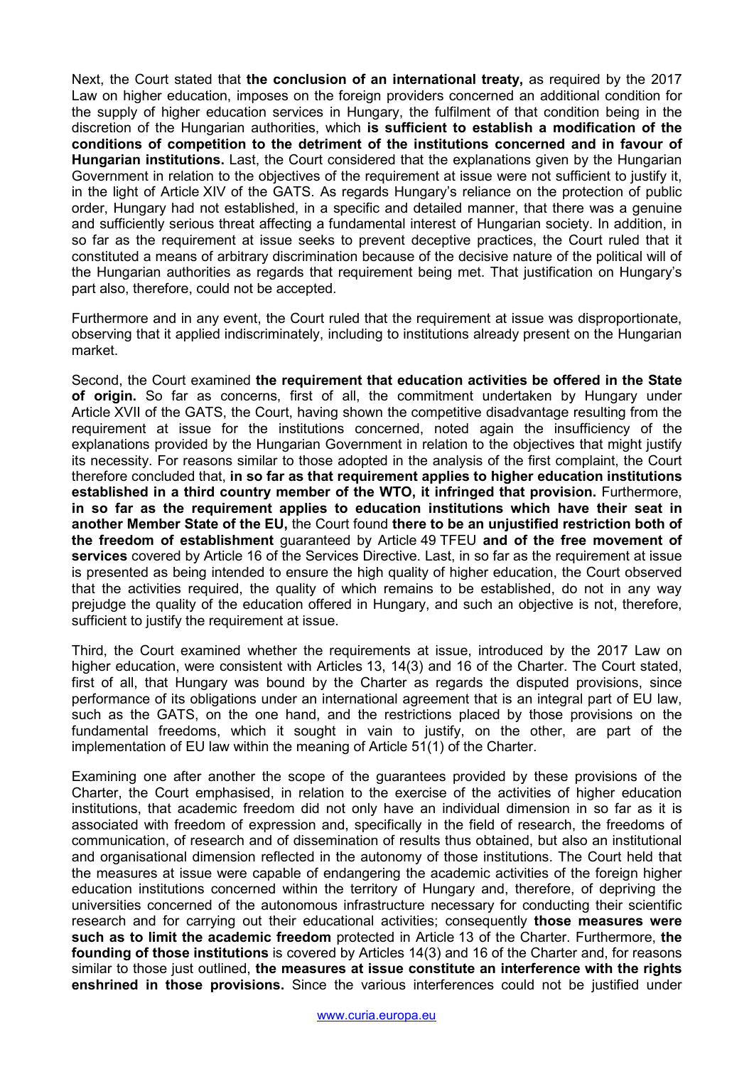Next, the Court stated that **the conclusion of an international treaty,** as required by the 2017 Law on higher education, imposes on the foreign providers concerned an additional condition for the supply of higher education services in Hungary, the fulfilment of that condition being in the discretion of the Hungarian authorities, which **is sufficient to establish a modification of the conditions of competition to the detriment of the institutions concerned and in favour of Hungarian institutions.** Last, the Court considered that the explanations given by the Hungarian Government in relation to the objectives of the requirement at issue were not sufficient to justify it, in the light of Article XIV of the GATS. As regards Hungary's reliance on the protection of public order, Hungary had not established, in a specific and detailed manner, that there was a genuine and sufficiently serious threat affecting a fundamental interest of Hungarian society. In addition, in so far as the requirement at issue seeks to prevent deceptive practices, the Court ruled that it constituted a means of arbitrary discrimination because of the decisive nature of the political will of the Hungarian authorities as regards that requirement being met. That justification on Hungary's part also, therefore, could not be accepted.

Furthermore and in any event, the Court ruled that the requirement at issue was disproportionate, observing that it applied indiscriminately, including to institutions already present on the Hungarian market.

Second, the Court examined **the requirement that education activities be offered in the State of origin.** So far as concerns, first of all, the commitment undertaken by Hungary under Article XVII of the GATS, the Court, having shown the competitive disadvantage resulting from the requirement at issue for the institutions concerned, noted again the insufficiency of the explanations provided by the Hungarian Government in relation to the objectives that might justify its necessity. For reasons similar to those adopted in the analysis of the first complaint, the Court therefore concluded that, **in so far as that requirement applies to higher education institutions established in a third country member of the WTO, it infringed that provision.** Furthermore, **in so far as the requirement applies to education institutions which have their seat in another Member State of the EU,** the Court found **there to be an unjustified restriction both of the freedom of establishment** guaranteed by Article 49 TFEU **and of the free movement of services** covered by Article 16 of the Services Directive. Last, in so far as the requirement at issue is presented as being intended to ensure the high quality of higher education, the Court observed that the activities required, the quality of which remains to be established, do not in any way prejudge the quality of the education offered in Hungary, and such an objective is not, therefore, sufficient to justify the requirement at issue.

Third, the Court examined whether the requirements at issue, introduced by the 2017 Law on higher education, were consistent with Articles 13, 14(3) and 16 of the Charter. The Court stated, first of all, that Hungary was bound by the Charter as regards the disputed provisions, since performance of its obligations under an international agreement that is an integral part of EU law, such as the GATS, on the one hand, and the restrictions placed by those provisions on the fundamental freedoms, which it sought in vain to justify, on the other, are part of the implementation of EU law within the meaning of Article 51(1) of the Charter.

Examining one after another the scope of the guarantees provided by these provisions of the Charter, the Court emphasised, in relation to the exercise of the activities of higher education institutions, that academic freedom did not only have an individual dimension in so far as it is associated with freedom of expression and, specifically in the field of research, the freedoms of communication, of research and of dissemination of results thus obtained, but also an institutional and organisational dimension reflected in the autonomy of those institutions. The Court held that the measures at issue were capable of endangering the academic activities of the foreign higher education institutions concerned within the territory of Hungary and, therefore, of depriving the universities concerned of the autonomous infrastructure necessary for conducting their scientific research and for carrying out their educational activities; consequently **those measures were such as to limit the academic freedom** protected in Article 13 of the Charter. Furthermore, **the founding of those institutions** is covered by Articles 14(3) and 16 of the Charter and, for reasons similar to those just outlined, **the measures at issue constitute an interference with the rights enshrined in those provisions.** Since the various interferences could not be justified under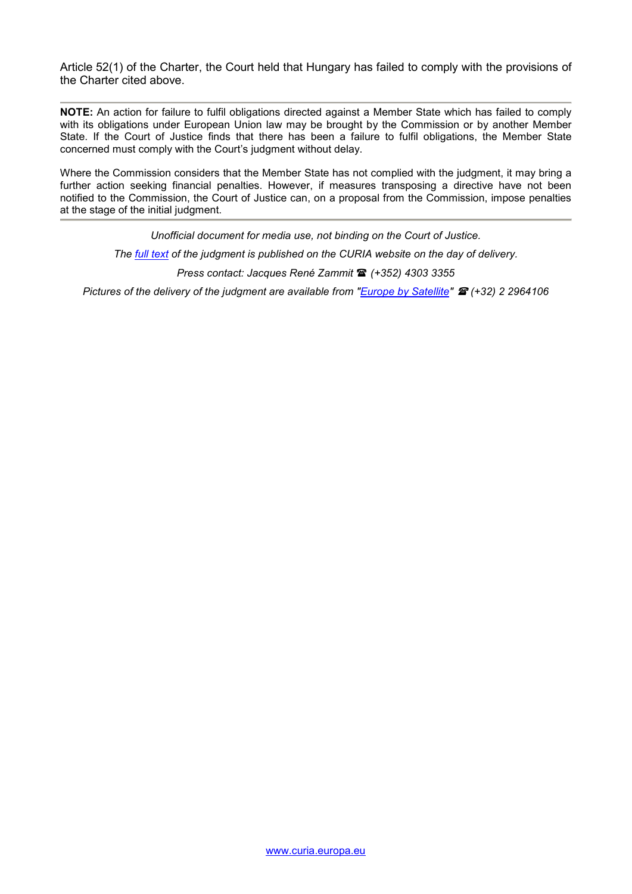Article 52(1) of the Charter, the Court held that Hungary has failed to comply with the provisions of the Charter cited above.

---

**NOTE:** An action for failure to fulfil obligations directed against a Member State which has failed to comply with its obligations under European Union law may be brought by the Commission or by another Member State. If the Court of Justice finds that there has been a failure to fulfil obligations, the Member State concerned must comply with the Court's judgment without delay.

Where the Commission considers that the Member State has not complied with the judgment, it may bring a further action seeking financial penalties. However, if measures transposing a directive have not been notified to the Commission, the Court of Justice can, on a proposal from the Commission, impose penalties at the stage of the initial judgment.

---

*Unofficial document for media use, not binding on the Court of Justice.*

*The full text of the judgment is published on the CURIA website on the day of delivery.*

*Press contact: Jacques René Zammit ☎ (+352) 4303 3355*

*Pictures of the delivery of the judgment are available from "Europe by Satellite" ☎ (+32) 2 2964106*

www.curia.europa.eu